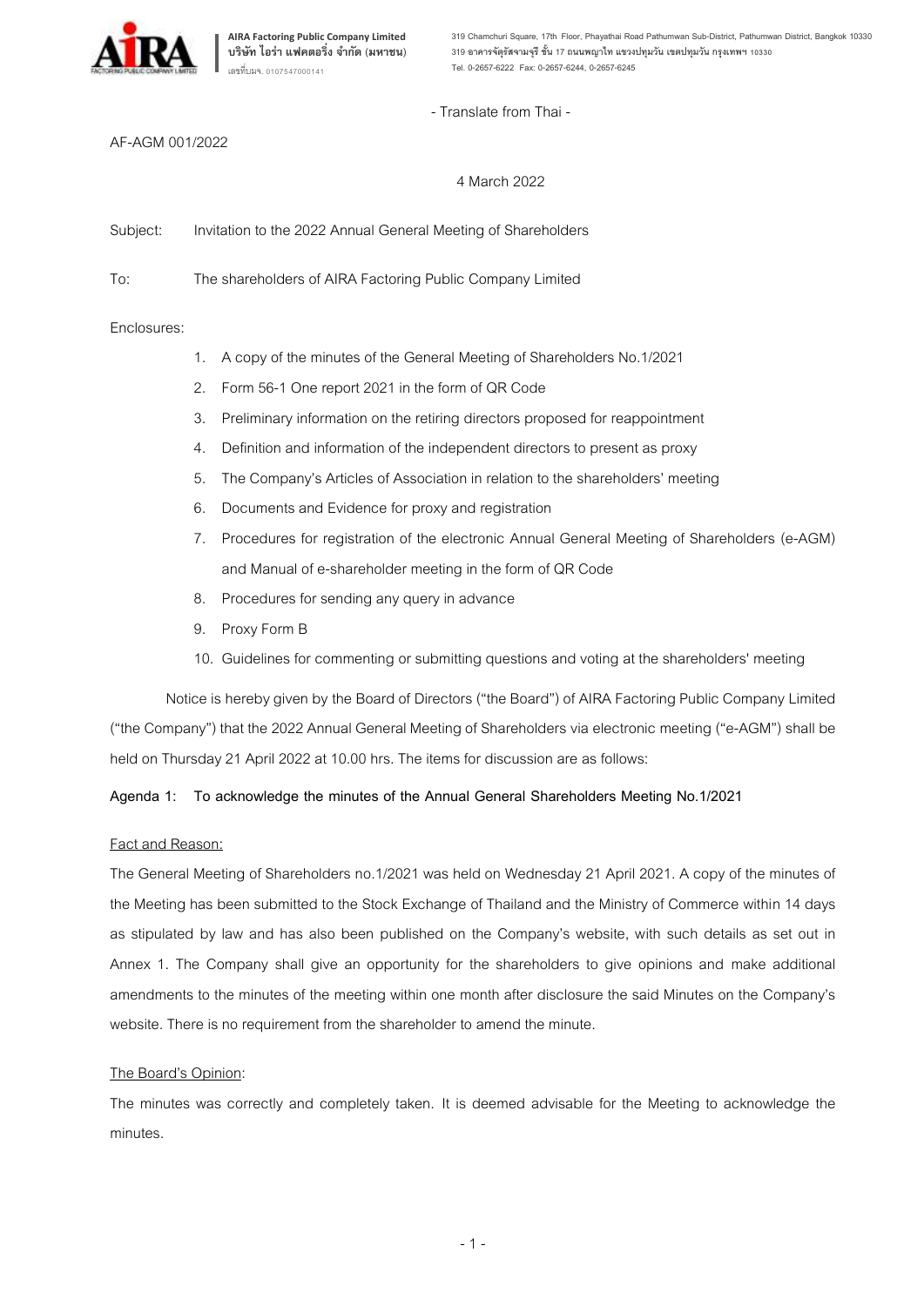**AIRA Factoring Public Company Limited**
**บริษัท ไอร่า แฟคตอริ่ง จำกัด (มหาชน)**
เลขที่บมจ. 0107547000141

319 Chamchuri Square, 17th Floor, Phayathai Road Pathumwan Sub-District, Pathumwan District, Bangkok 10330
319 อาคารจัตุรัสจามจุรี ชั้น 17 ถนนพญาไท แขวงปทุมวัน เขตปทุมวัน กรุงเทพฯ 10330
Tel. 0-2657-6222 Fax: 0-2657-6244, 0-2657-6245

- Translate from Thai -

AF-AGM 001/2022

4 March 2022

Subject: Invitation to the 2022 Annual General Meeting of Shareholders

To: The shareholders of AIRA Factoring Public Company Limited

Enclosures:

1. A copy of the minutes of the General Meeting of Shareholders No.1/2021
2. Form 56-1 One report 2021 in the form of QR Code
3. Preliminary information on the retiring directors proposed for reappointment
4. Definition and information of the independent directors to present as proxy
5. The Company's Articles of Association in relation to the shareholders' meeting
6. Documents and Evidence for proxy and registration
7. Procedures for registration of the electronic Annual General Meeting of Shareholders (e-AGM) and Manual of e-shareholder meeting in the form of QR Code
8. Procedures for sending any query in advance
9. Proxy Form B
10. Guidelines for commenting or submitting questions and voting at the shareholders' meeting

Notice is hereby given by the Board of Directors ("the Board") of AIRA Factoring Public Company Limited ("the Company") that the 2022 Annual General Meeting of Shareholders via electronic meeting ("e-AGM") shall be held on Thursday 21 April 2022 at 10.00 hrs. The items for discussion are as follows:

**Agenda 1: To acknowledge the minutes of the Annual General Shareholders Meeting No.1/2021**

Fact and Reason:

The General Meeting of Shareholders no.1/2021 was held on Wednesday 21 April 2021. A copy of the minutes of the Meeting has been submitted to the Stock Exchange of Thailand and the Ministry of Commerce within 14 days as stipulated by law and has also been published on the Company's website, with such details as set out in Annex 1. The Company shall give an opportunity for the shareholders to give opinions and make additional amendments to the minutes of the meeting within one month after disclosure the said Minutes on the Company's website. There is no requirement from the shareholder to amend the minute.

The Board's Opinion:

The minutes was correctly and completely taken. It is deemed advisable for the Meeting to acknowledge the minutes.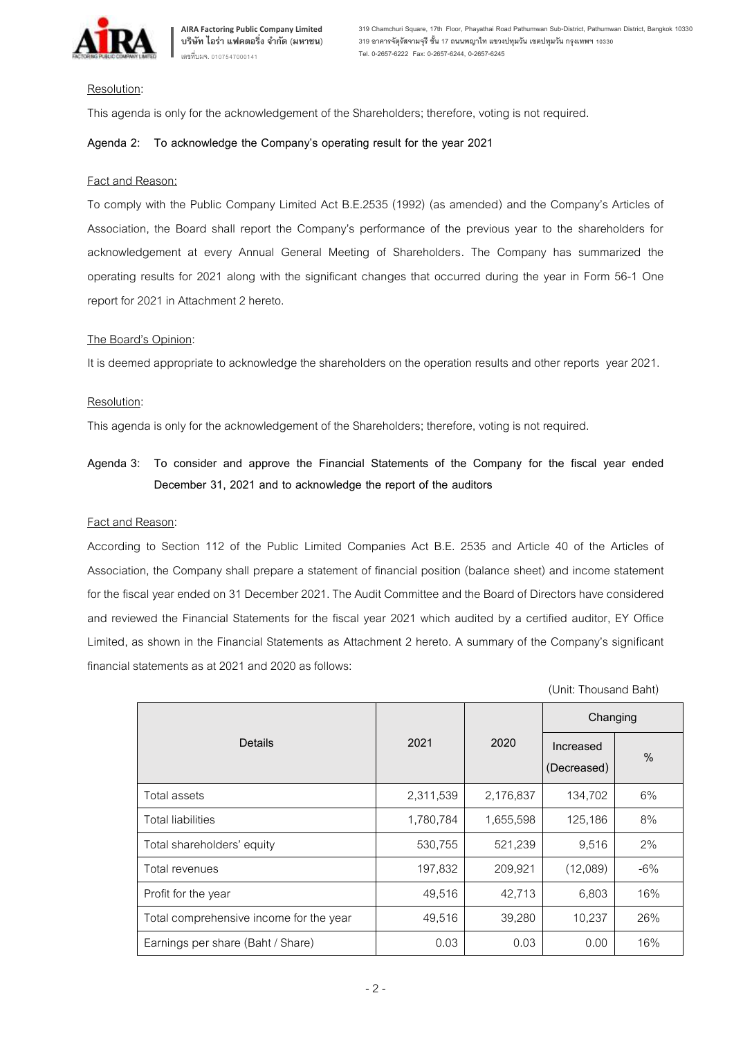Resolution:

This agenda is only for the acknowledgement of the Shareholders; therefore, voting is not required.

**Agenda 2: To acknowledge the Company's operating result for the year 2021**

Fact and Reason:

To comply with the Public Company Limited Act B.E.2535 (1992) (as amended) and the Company's Articles of Association, the Board shall report the Company's performance of the previous year to the shareholders for acknowledgement at every Annual General Meeting of Shareholders. The Company has summarized the operating results for 2021 along with the significant changes that occurred during the year in Form 56-1 One report for 2021 in Attachment 2 hereto.

The Board's Opinion:

It is deemed appropriate to acknowledge the shareholders on the operation results and other reports year 2021.

Resolution:

This agenda is only for the acknowledgement of the Shareholders; therefore, voting is not required.

**Agenda 3: To consider and approve the Financial Statements of the Company for the fiscal year ended December 31, 2021 and to acknowledge the report of the auditors**

Fact and Reason:

According to Section 112 of the Public Limited Companies Act B.E. 2535 and Article 40 of the Articles of Association, the Company shall prepare a statement of financial position (balance sheet) and income statement for the fiscal year ended on 31 December 2021. The Audit Committee and the Board of Directors have considered and reviewed the Financial Statements for the fiscal year 2021 which audited by a certified auditor, EY Office Limited, as shown in the Financial Statements as Attachment 2 hereto. A summary of the Company's significant financial statements as at 2021 and 2020 as follows:

(Unit: Thousand Baht)

| Details | 2021 | 2020 | Changing | |
|---|---|---|---|---|
| | | | Increased (Decreased) | % |
| Total assets | 2,311,539 | 2,176,837 | 134,702 | 6% |
| Total liabilities | 1,780,784 | 1,655,598 | 125,186 | 8% |
| Total shareholders' equity | 530,755 | 521,239 | 9,516 | 2% |
| Total revenues | 197,832 | 209,921 | (12,089) | -6% |
| Profit for the year | 49,516 | 42,713 | 6,803 | 16% |
| Total comprehensive income for the year | 49,516 | 39,280 | 10,237 | 26% |
| Earnings per share (Baht / Share) | 0.03 | 0.03 | 0.00 | 16% |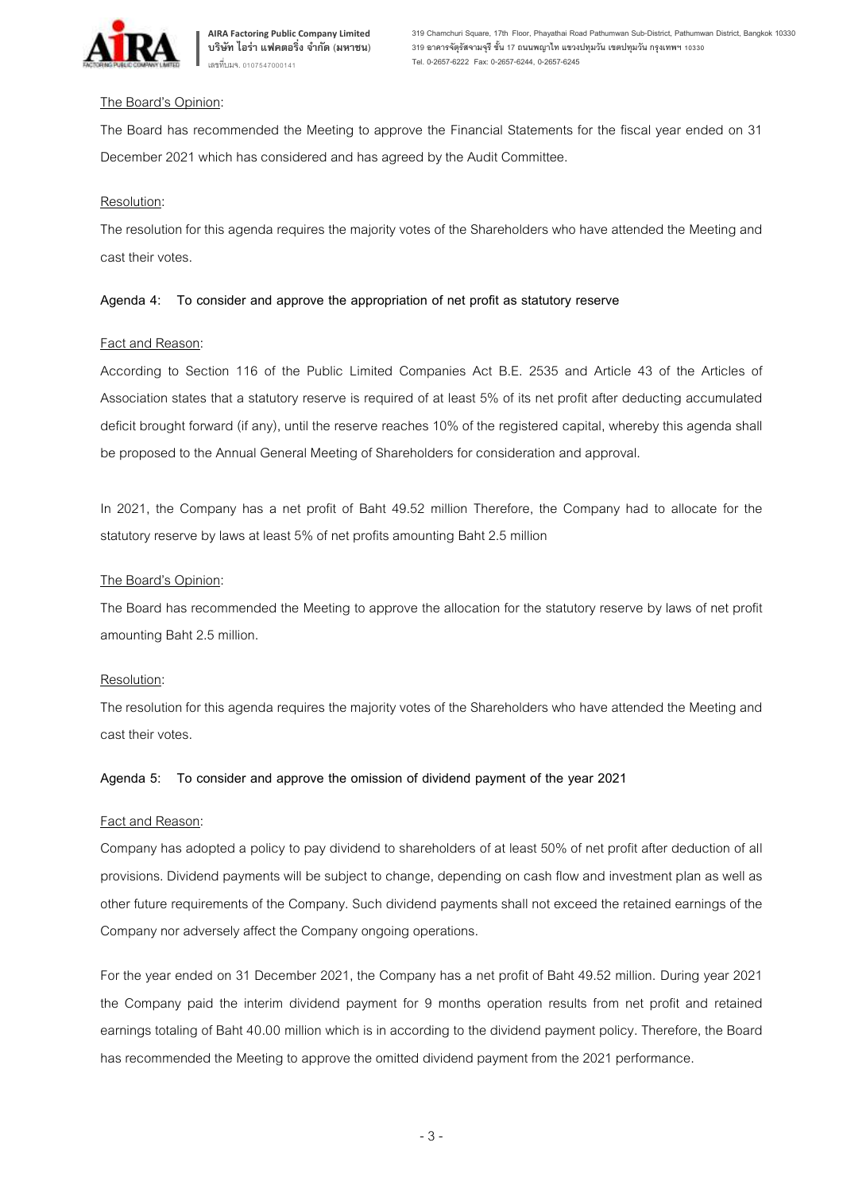The Board's Opinion:

The Board has recommended the Meeting to approve the Financial Statements for the fiscal year ended on 31 December 2021 which has considered and has agreed by the Audit Committee.

Resolution:

The resolution for this agenda requires the majority votes of the Shareholders who have attended the Meeting and cast their votes.

**Agenda 4: To consider and approve the appropriation of net profit as statutory reserve**

Fact and Reason:

According to Section 116 of the Public Limited Companies Act B.E. 2535 and Article 43 of the Articles of Association states that a statutory reserve is required of at least 5% of its net profit after deducting accumulated deficit brought forward (if any), until the reserve reaches 10% of the registered capital, whereby this agenda shall be proposed to the Annual General Meeting of Shareholders for consideration and approval.

In 2021, the Company has a net profit of Baht 49.52 million Therefore, the Company had to allocate for the statutory reserve by laws at least 5% of net profits amounting Baht 2.5 million

The Board's Opinion:

The Board has recommended the Meeting to approve the allocation for the statutory reserve by laws of net profit amounting Baht 2.5 million.

Resolution:

The resolution for this agenda requires the majority votes of the Shareholders who have attended the Meeting and cast their votes.

**Agenda 5: To consider and approve the omission of dividend payment of the year 2021**

Fact and Reason:

Company has adopted a policy to pay dividend to shareholders of at least 50% of net profit after deduction of all provisions. Dividend payments will be subject to change, depending on cash flow and investment plan as well as other future requirements of the Company. Such dividend payments shall not exceed the retained earnings of the Company nor adversely affect the Company ongoing operations.

For the year ended on 31 December 2021, the Company has a net profit of Baht 49.52 million. During year 2021 the Company paid the interim dividend payment for 9 months operation results from net profit and retained earnings totaling of Baht 40.00 million which is in according to the dividend payment policy. Therefore, the Board has recommended the Meeting to approve the omitted dividend payment from the 2021 performance.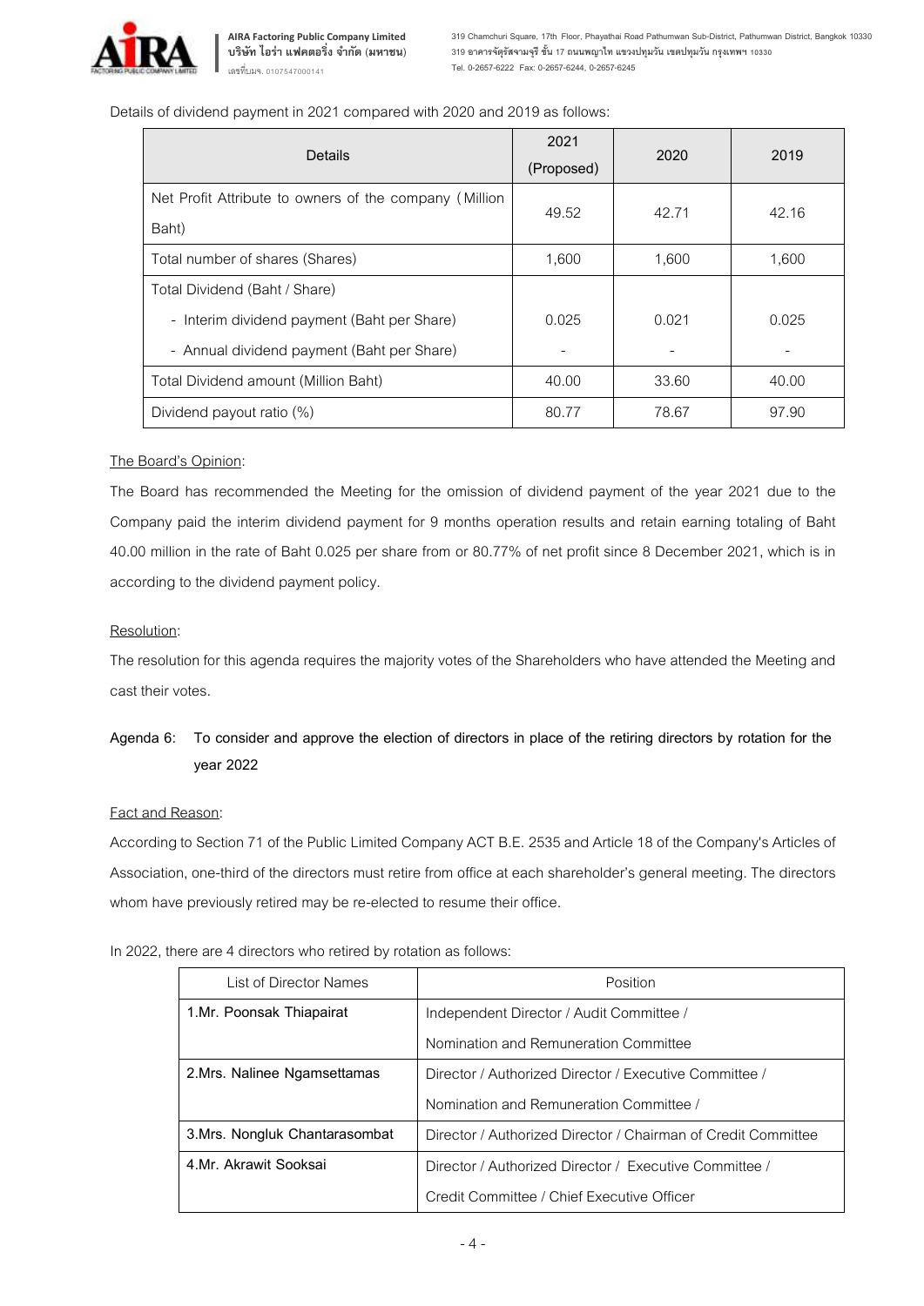Details of dividend payment in 2021 compared with 2020 and 2019 as follows:

| Details | 2021 (Proposed) | 2020 | 2019 |
|---|---|---|---|
| Net Profit Attribute to owners of the company (Million Baht) | 49.52 | 42.71 | 42.16 |
| Total number of shares (Shares) | 1,600 | 1,600 | 1,600 |
| Total Dividend (Baht / Share) | | | |
| - Interim dividend payment (Baht per Share) | 0.025 | 0.021 | 0.025 |
| - Annual dividend payment (Baht per Share) | - | - | - |
| Total Dividend amount (Million Baht) | 40.00 | 33.60 | 40.00 |
| Dividend payout ratio (%) | 80.77 | 78.67 | 97.90 |

Board's Opinion:

The Board has recommended the Meeting for the omission of dividend payment of the year 2021 due to the Company paid the interim dividend payment for 9 months operation results and retain earning totaling of Baht 40.00 million in the rate of Baht 0.025 per share from or 80.77% of net profit since 8 December 2021, which is in according to the dividend payment policy.

Resolution:

The resolution for this agenda requires the majority votes of the Shareholders who have attended the Meeting and cast their votes.

**Agenda 6: To consider and approve the election of directors in place of the retiring directors by rotation for the year 2022**

Fact and Reason:

According to Section 71 of the Public Limited Company ACT B.E. 2535 and Article 18 of the Company's Articles of Association, one-third of the directors must retire from office at each shareholder's general meeting. The directors whom have previously retired may be re-elected to resume their office.

In 2022, there are 4 directors who retired by rotation as follows:

| List of Director Names | Position |
|---|---|
| 1.Mr. Poonsak Thiapairat | Independent Director / Audit Committee / Nomination and Remuneration Committee |
| 2.Mrs. Nalinee Ngamsettamas | Director / Authorized Director / Executive Committee / Nomination and Remuneration Committee / |
| 3.Mrs. Nongluk Chantarasombat | Director / Authorized Director / Chairman of Credit Committee |
| 4.Mr. Akrawit Sooksai | Director / Authorized Director / Executive Committee / Credit Committee / Chief Executive Officer |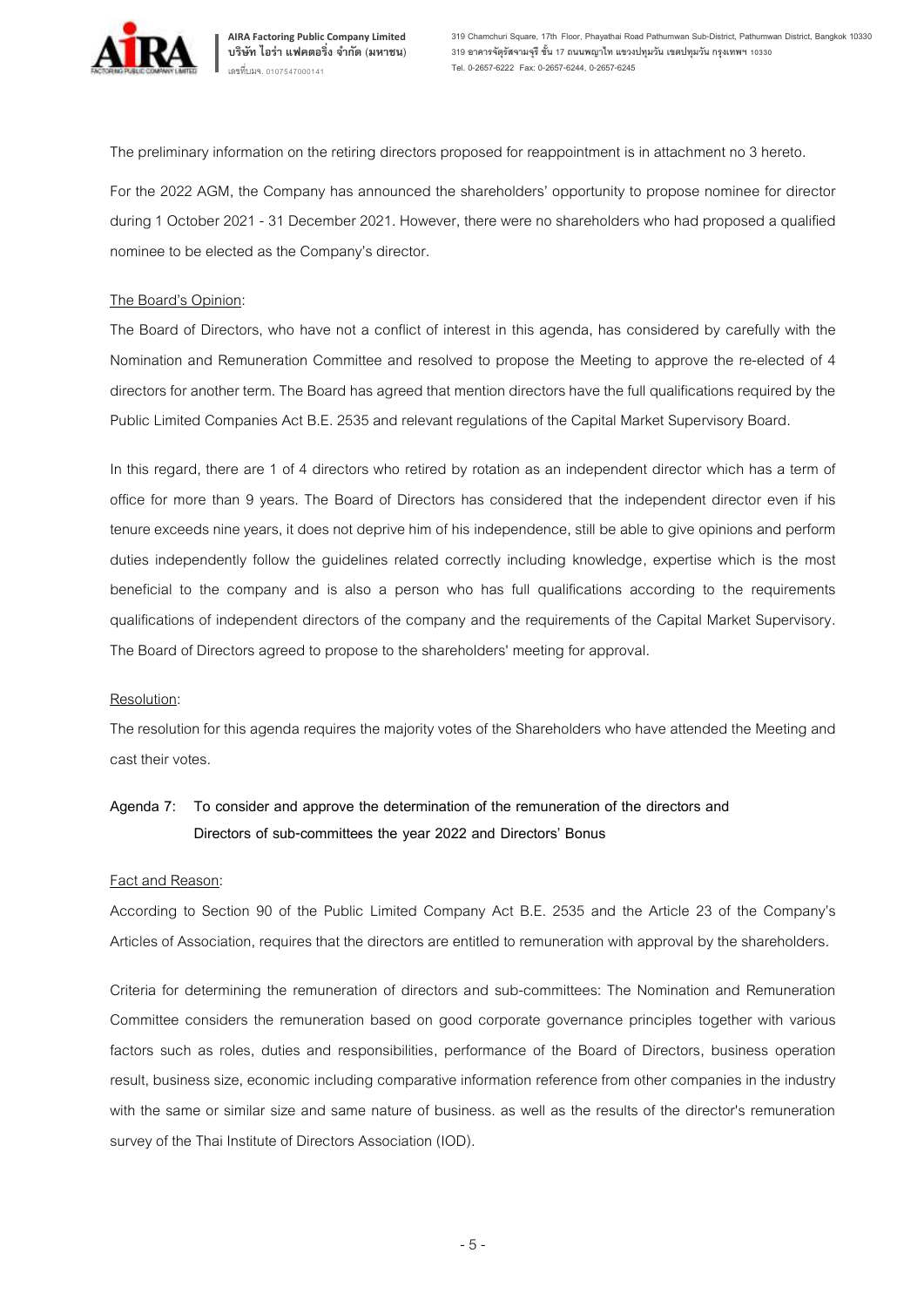The preliminary information on the retiring directors proposed for reappointment is in attachment no 3 hereto.

For the 2022 AGM, the Company has announced the shareholders' opportunity to propose nominee for director during 1 October 2021 - 31 December 2021. However, there were no shareholders who had proposed a qualified nominee to be elected as the Company's director.

The Board's Opinion:

The Board of Directors, who have not a conflict of interest in this agenda, has considered by carefully with the Nomination and Remuneration Committee and resolved to propose the Meeting to approve the re-elected of 4 directors for another term. The Board has agreed that mention directors have the full qualifications required by the Public Limited Companies Act B.E. 2535 and relevant regulations of the Capital Market Supervisory Board.

In this regard, there are 1 of 4 directors who retired by rotation as an independent director which has a term of office for more than 9 years. The Board of Directors has considered that the independent director even if his tenure exceeds nine years, it does not deprive him of his independence, still be able to give opinions and perform duties independently follow the guidelines related correctly including knowledge, expertise which is the most beneficial to the company and is also a person who has full qualifications according to the requirements qualifications of independent directors of the company and the requirements of the Capital Market Supervisory. The Board of Directors agreed to propose to the shareholders' meeting for approval.

Resolution:

The resolution for this agenda requires the majority votes of the Shareholders who have attended the Meeting and cast their votes.

**Agenda 7: To consider and approve the determination of the remuneration of the directors and Directors of sub-committees the year 2022 and Directors' Bonus**

Fact and Reason:

According to Section 90 of the Public Limited Company Act B.E. 2535 and the Article 23 of the Company's Articles of Association, requires that the directors are entitled to remuneration with approval by the shareholders.

Criteria for determining the remuneration of directors and sub-committees: The Nomination and Remuneration Committee considers the remuneration based on good corporate governance principles together with various factors such as roles, duties and responsibilities, performance of the Board of Directors, business operation result, business size, economic including comparative information reference from other companies in the industry with the same or similar size and same nature of business. as well as the results of the director's remuneration survey of the Thai Institute of Directors Association (IOD).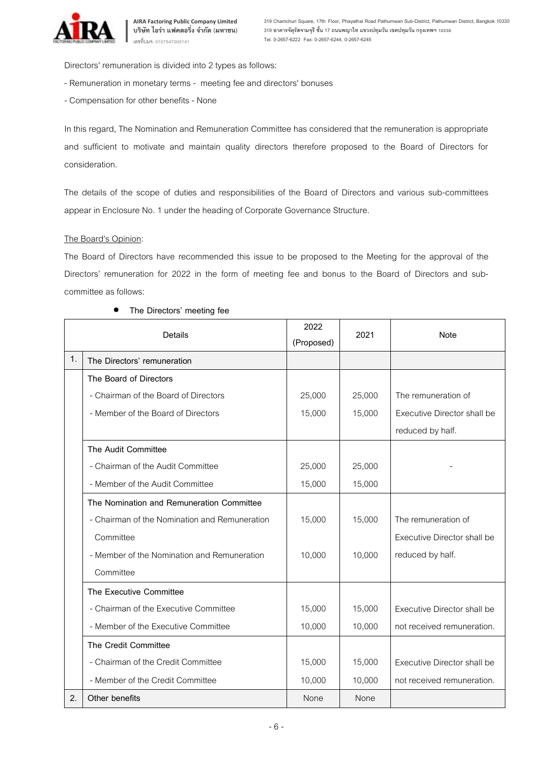Directors' remuneration is divided into 2 types as follows:

- Remuneration in monetary terms - meeting fee and directors' bonuses
- Compensation for other benefits - None

In this regard, The Nomination and Remuneration Committee has considered that the remuneration is appropriate and sufficient to motivate and maintain quality directors therefore proposed to the Board of Directors for consideration.

The details of the scope of duties and responsibilities of the Board of Directors and various sub-committees appear in Enclosure No. 1 under the heading of Corporate Governance Structure.

The Board's Opinion:

The Board of Directors have recommended this issue to be proposed to the Meeting for the approval of the Directors' remuneration for 2022 in the form of meeting fee and bonus to the Board of Directors and sub-committee as follows:

- **The Directors' meeting fee**

| | Details | 2022 (Proposed) | 2021 | Note |
|---|---|---|---|---|
| 1. | The Directors' remuneration | | | |
| | The Board of Directors | | | |
| | - Chairman of the Board of Directors | 25,000 | 25,000 | The remuneration of Executive Director shall be reduced by half. |
| | - Member of the Board of Directors | 15,000 | 15,000 | |
| | The Audit Committee | | | |
| | - Chairman of the Audit Committee | 25,000 | 25,000 | - |
| | - Member of the Audit Committee | 15,000 | 15,000 | |
| | The Nomination and Remuneration Committee | | | |
| | - Chairman of the Nomination and Remuneration Committee | 15,000 | 15,000 | The remuneration of Executive Director shall be reduced by half. |
| | - Member of the Nomination and Remuneration Committee | 10,000 | 10,000 | |
| | The Executive Committee | | | |
| | - Chairman of the Executive Committee | 15,000 | 15,000 | Executive Director shall be not received remuneration. |
| | - Member of the Executive Committee | 10,000 | 10,000 | |
| | The Credit Committee | | | |
| | - Chairman of the Credit Committee | 15,000 | 15,000 | Executive Director shall be not received remuneration. |
| | - Member of the Credit Committee | 10,000 | 10,000 | |
| 2. | Other benefits | None | None | |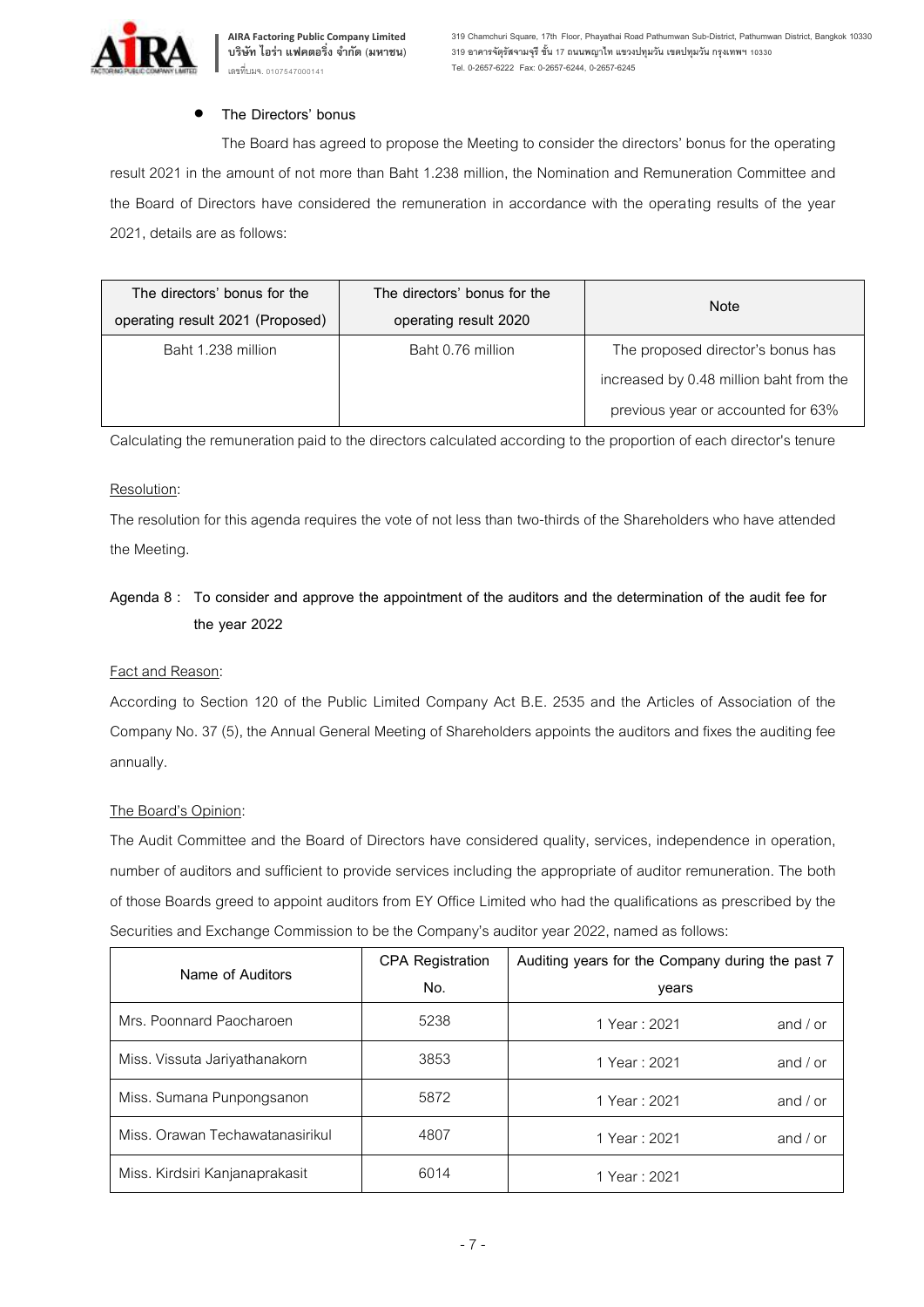- **The Directors' bonus**

The Board has agreed to propose the Meeting to consider the directors' bonus for the operating result 2021 in the amount of not more than Baht 1.238 million, the Nomination and Remuneration Committee and the Board of Directors have considered the remuneration in accordance with the operating results of the year 2021, details are as follows:

| The directors' bonus for the operating result 2021 (Proposed) | The directors' bonus for the operating result 2020 | Note |
|---|---|---|
| Baht 1.238 million | Baht 0.76 million | The proposed director's bonus has increased by 0.48 million baht from the previous year or accounted for 63% |

Calculating the remuneration paid to the directors calculated according to the proportion of each director's tenure

Resolution:

The resolution for this agenda requires the vote of not less than two-thirds of the Shareholders who have attended the Meeting.

**Agenda 8 : To consider and approve the appointment of the auditors and the determination of the audit fee for the year 2022**

Fact and Reason:

According to Section 120 of the Public Limited Company Act B.E. 2535 and the Articles of Association of the Company No. 37 (5), the Annual General Meeting of Shareholders appoints the auditors and fixes the auditing fee annually.

The Board's Opinion:

The Audit Committee and the Board of Directors have considered quality, services, independence in operation, number of auditors and sufficient to provide services including the appropriate of auditor remuneration. The both of those Boards greed to appoint auditors from EY Office Limited who had the qualifications as prescribed by the Securities and Exchange Commission to be the Company's auditor year 2022, named as follows:

| Name of Auditors | CPA Registration No. | Auditing years for the Company during the past 7 years | |
|---|---|---|---|
| Mrs. Poonnard Paocharoen | 5238 | 1 Year : 2021 | and / or |
| Miss. Vissuta Jariyathanakorn | 3853 | 1 Year : 2021 | and / or |
| Miss. Sumana Punpongsanon | 5872 | 1 Year : 2021 | and / or |
| Miss. Orawan Techawatanasirikul | 4807 | 1 Year : 2021 | and / or |
| Miss. Kirdsiri Kanjanaprakasit | 6014 | 1 Year : 2021 | |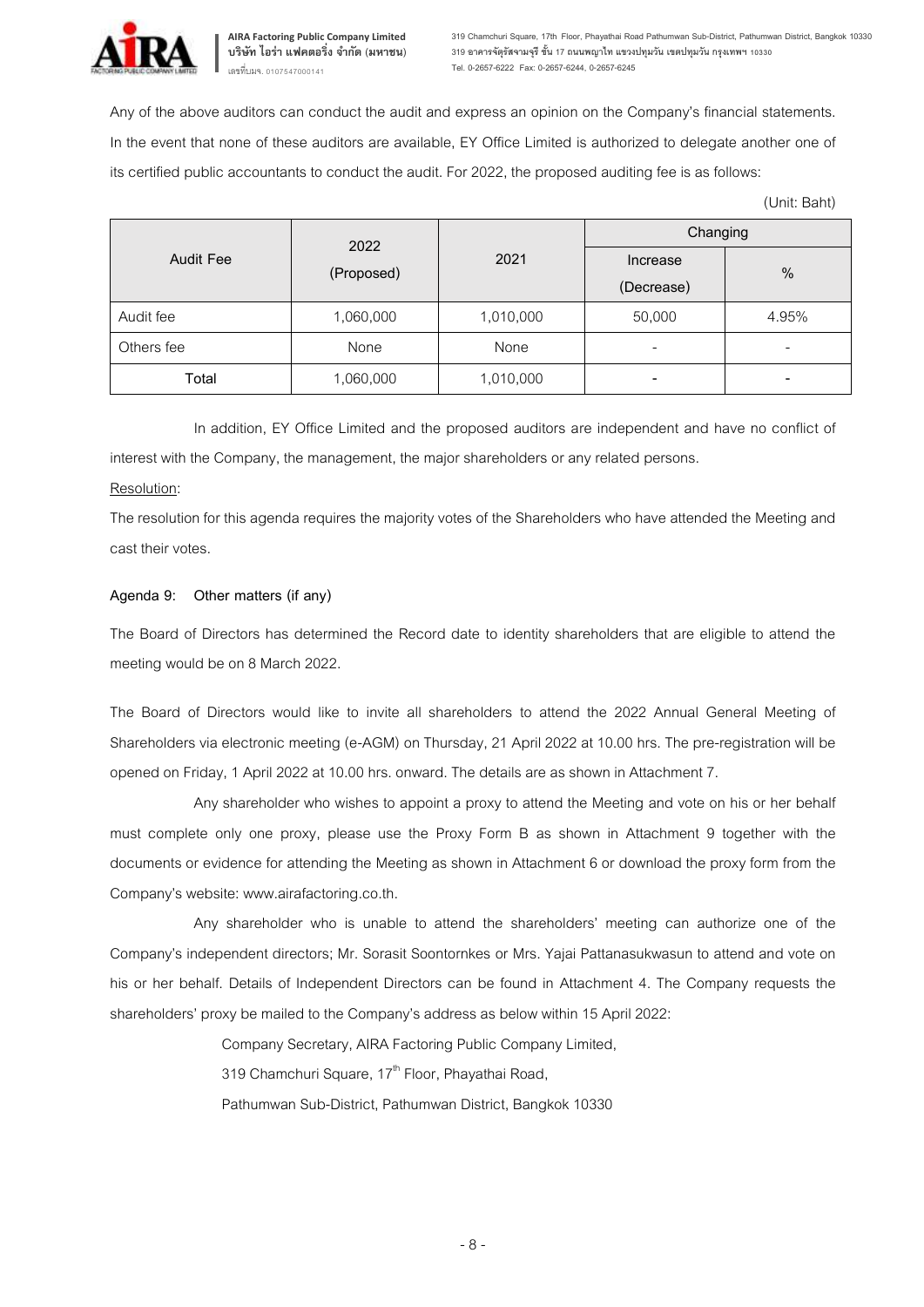Any of the above auditors can conduct the audit and express an opinion on the Company's financial statements. In the event that none of these auditors are available, EY Office Limited is authorized to delegate another one of its certified public accountants to conduct the audit. For 2022, the proposed auditing fee is as follows:

(Unit: Baht)

| Audit Fee | 2022 (Proposed) | 2021 | Changing | |
|---|---|---|---|---|
| | | | Increase (Decrease) | % |
| Audit fee | 1,060,000 | 1,010,000 | 50,000 | 4.95% |
| Others fee | None | None | - | - |
| **Total** | 1,060,000 | 1,010,000 | - | - |

In addition, EY Office Limited and the proposed auditors are independent and have no conflict of interest with the Company, the management, the major shareholders or any related persons.

Resolution:

The resolution for this agenda requires the majority votes of the Shareholders who have attended the Meeting and cast their votes.

**Agenda 9: Other matters (if any)**

The Board of Directors has determined the Record date to identity shareholders that are eligible to attend the meeting would be on 8 March 2022.

The Board of Directors would like to invite all shareholders to attend the 2022 Annual General Meeting of Shareholders via electronic meeting (e-AGM) on Thursday, 21 April 2022 at 10.00 hrs. The pre-registration will be opened on Friday, 1 April 2022 at 10.00 hrs. onward. The details are as shown in Attachment 7.

Any shareholder who wishes to appoint a proxy to attend the Meeting and vote on his or her behalf must complete only one proxy, please use the Proxy Form B as shown in Attachment 9 together with the documents or evidence for attending the Meeting as shown in Attachment 6 or download the proxy form from the Company's website: www.airafactoring.co.th.

Any shareholder who is unable to attend the shareholders' meeting can authorize one of the Company's independent directors; Mr. Sorasit Soontornkes or Mrs. Yajai Pattanasukwasun to attend and vote on his or her behalf. Details of Independent Directors can be found in Attachment 4. The Company requests the shareholders' proxy be mailed to the Company's address as below within 15 April 2022:

Company Secretary, AIRA Factoring Public Company Limited,
319 Chamchuri Square, 17th Floor, Phayathai Road,
Pathumwan Sub-District, Pathumwan District, Bangkok 10330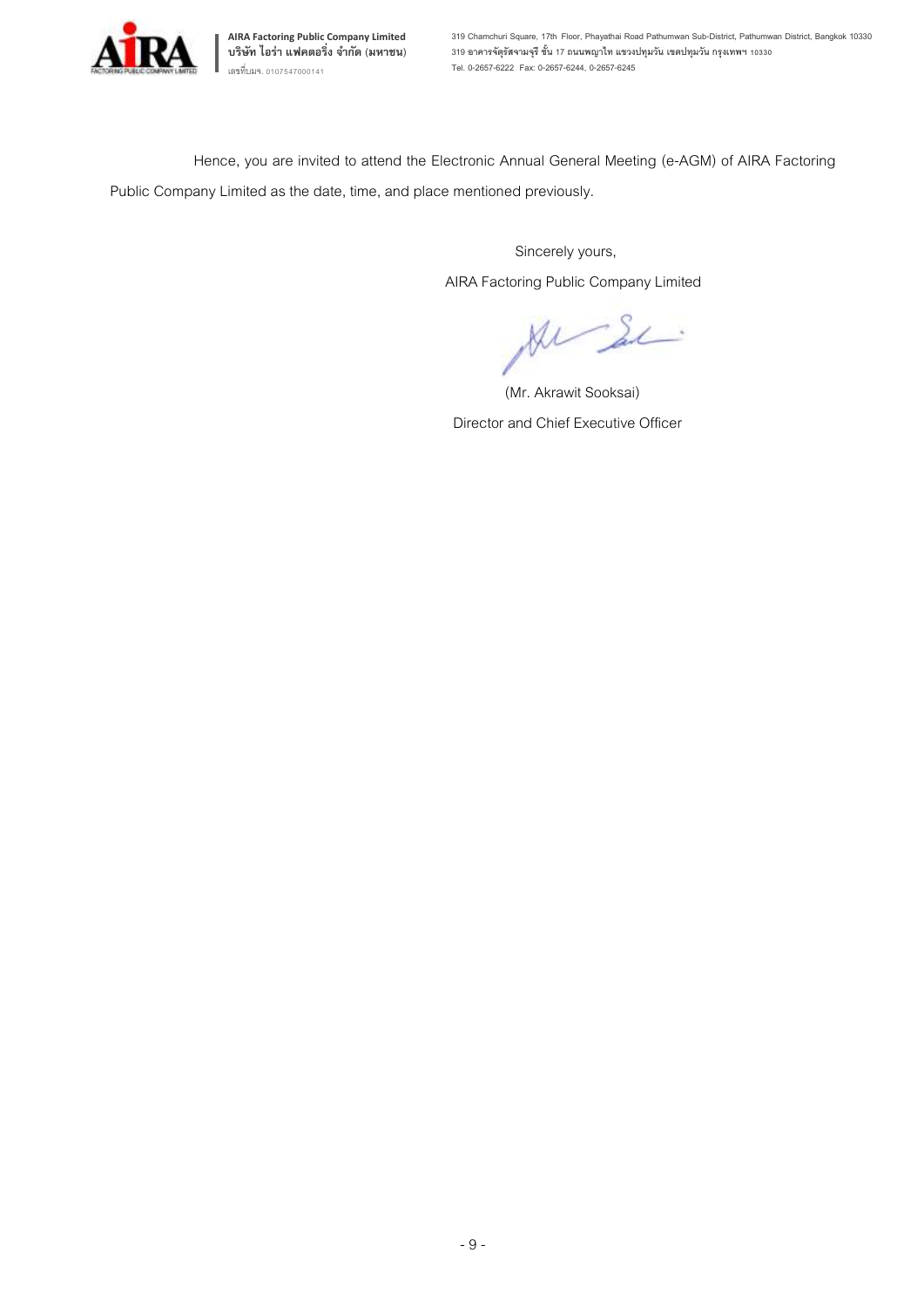Hence, you are invited to attend the Electronic Annual General Meeting (e-AGM) of AIRA Factoring Public Company Limited as the date, time, and place mentioned previously.

Sincerely yours,

AIRA Factoring Public Company Limited

(Mr. Akrawit Sooksai)

Director and Chief Executive Officer